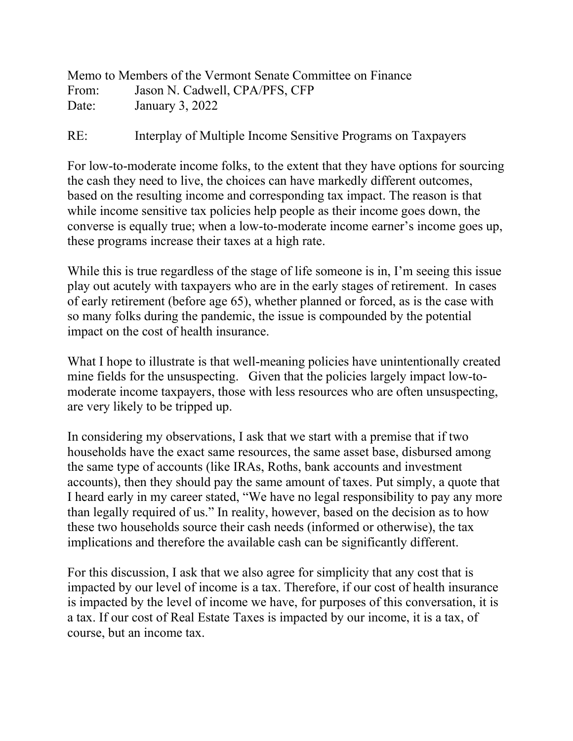Memo to Members of the Vermont Senate Committee on Finance
From: Jason N. Cadwell, CPA/PFS, CFP
Date: January 3, 2022

RE: Interplay of Multiple Income Sensitive Programs on Taxpayers

For low-to-moderate income folks, to the extent that they have options for sourcing the cash they need to live, the choices can have markedly different outcomes, based on the resulting income and corresponding tax impact. The reason is that while income sensitive tax policies help people as their income goes down, the converse is equally true; when a low-to-moderate income earner's income goes up, these programs increase their taxes at a high rate.

While this is true regardless of the stage of life someone is in, I'm seeing this issue play out acutely with taxpayers who are in the early stages of retirement. In cases of early retirement (before age 65), whether planned or forced, as is the case with so many folks during the pandemic, the issue is compounded by the potential impact on the cost of health insurance.

What I hope to illustrate is that well-meaning policies have unintentionally created mine fields for the unsuspecting. Given that the policies largely impact low-to-moderate income taxpayers, those with less resources who are often unsuspecting, are very likely to be tripped up.

In considering my observations, I ask that we start with a premise that if two households have the exact same resources, the same asset base, disbursed among the same type of accounts (like IRAs, Roths, bank accounts and investment accounts), then they should pay the same amount of taxes. Put simply, a quote that I heard early in my career stated, "We have no legal responsibility to pay any more than legally required of us." In reality, however, based on the decision as to how these two households source their cash needs (informed or otherwise), the tax implications and therefore the available cash can be significantly different.

For this discussion, I ask that we also agree for simplicity that any cost that is impacted by our level of income is a tax. Therefore, if our cost of health insurance is impacted by the level of income we have, for purposes of this conversation, it is a tax. If our cost of Real Estate Taxes is impacted by our income, it is a tax, of course, but an income tax.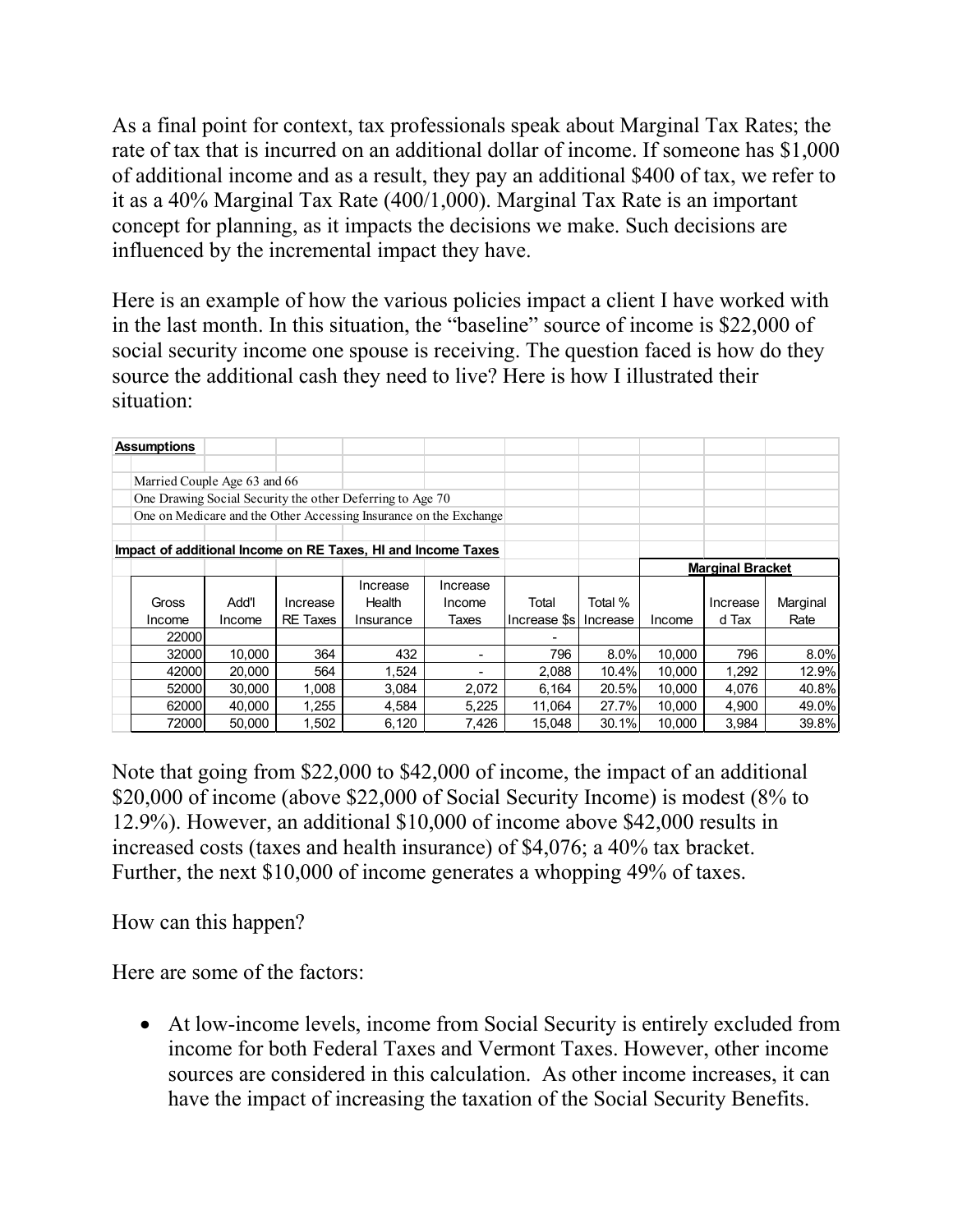As a final point for context, tax professionals speak about Marginal Tax Rates; the rate of tax that is incurred on an additional dollar of income. If someone has $1,000 of additional income and as a result, they pay an additional $400 of tax, we refer to it as a 40% Marginal Tax Rate (400/1,000). Marginal Tax Rate is an important concept for planning, as it impacts the decisions we make. Such decisions are influenced by the incremental impact they have.

Here is an example of how the various policies impact a client I have worked with in the last month. In this situation, the "baseline" source of income is $22,000 of social security income one spouse is receiving. The question faced is how do they source the additional cash they need to live? Here is how I illustrated their situation:

**Assumptions**

Married Couple Age 63 and 66
One Drawing Social Security the other Deferring to Age 70
One on Medicare and the Other Accessing Insurance on the Exchange

**Impact of additional Income on RE Taxes, HI and Income Taxes**

| | | | | | | | Marginal Bracket | | |
|---|---|---|---|---|---|---|---|---|---|
| Gross Income | Add'l Income | Increase RE Taxes | Increase Health Insurance | Increase Income Taxes | Total Increase $s | Total % Increase | Income | Increased Tax | Marginal Rate |
| 22000 | | | | | - | | | | |
| 32000 | 10,000 | 364 | 432 | - | 796 | 8.0% | 10,000 | 796 | 8.0% |
| 42000 | 20,000 | 564 | 1,524 | - | 2,088 | 10.4% | 10,000 | 1,292 | 12.9% |
| 52000 | 30,000 | 1,008 | 3,084 | 2,072 | 6,164 | 20.5% | 10,000 | 4,076 | 40.8% |
| 62000 | 40,000 | 1,255 | 4,584 | 5,225 | 11,064 | 27.7% | 10,000 | 4,900 | 49.0% |
| 72000 | 50,000 | 1,502 | 6,120 | 7,426 | 15,048 | 30.1% | 10,000 | 3,984 | 39.8% |

Note that going from $22,000 to $42,000 of income, the impact of an additional $20,000 of income (above $22,000 of Social Security Income) is modest (8% to 12.9%). However, an additional $10,000 of income above $42,000 results in increased costs (taxes and health insurance) of $4,076; a 40% tax bracket. Further, the next $10,000 of income generates a whopping 49% of taxes.

How can this happen?

Here are some of the factors:

- At low-income levels, income from Social Security is entirely excluded from income for both Federal Taxes and Vermont Taxes. However, other income sources are considered in this calculation. As other income increases, it can have the impact of increasing the taxation of the Social Security Benefits.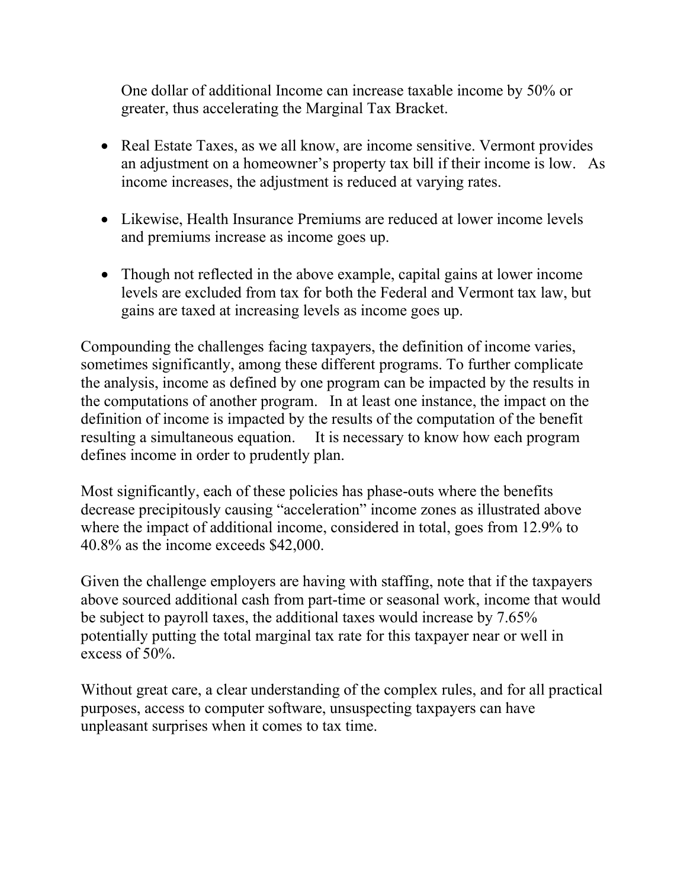One dollar of additional Income can increase taxable income by 50% or greater, thus accelerating the Marginal Tax Bracket.

- Real Estate Taxes, as we all know, are income sensitive. Vermont provides an adjustment on a homeowner's property tax bill if their income is low. As income increases, the adjustment is reduced at varying rates.

- Likewise, Health Insurance Premiums are reduced at lower income levels and premiums increase as income goes up.

- Though not reflected in the above example, capital gains at lower income levels are excluded from tax for both the Federal and Vermont tax law, but gains are taxed at increasing levels as income goes up.

Compounding the challenges facing taxpayers, the definition of income varies, sometimes significantly, among these different programs. To further complicate the analysis, income as defined by one program can be impacted by the results in the computations of another program. In at least one instance, the impact on the definition of income is impacted by the results of the computation of the benefit resulting a simultaneous equation. It is necessary to know how each program defines income in order to prudently plan.

Most significantly, each of these policies has phase-outs where the benefits decrease precipitously causing "acceleration" income zones as illustrated above where the impact of additional income, considered in total, goes from 12.9% to 40.8% as the income exceeds $42,000.

Given the challenge employers are having with staffing, note that if the taxpayers above sourced additional cash from part-time or seasonal work, income that would be subject to payroll taxes, the additional taxes would increase by 7.65% potentially putting the total marginal tax rate for this taxpayer near or well in excess of 50%.

Without great care, a clear understanding of the complex rules, and for all practical purposes, access to computer software, unsuspecting taxpayers can have unpleasant surprises when it comes to tax time.